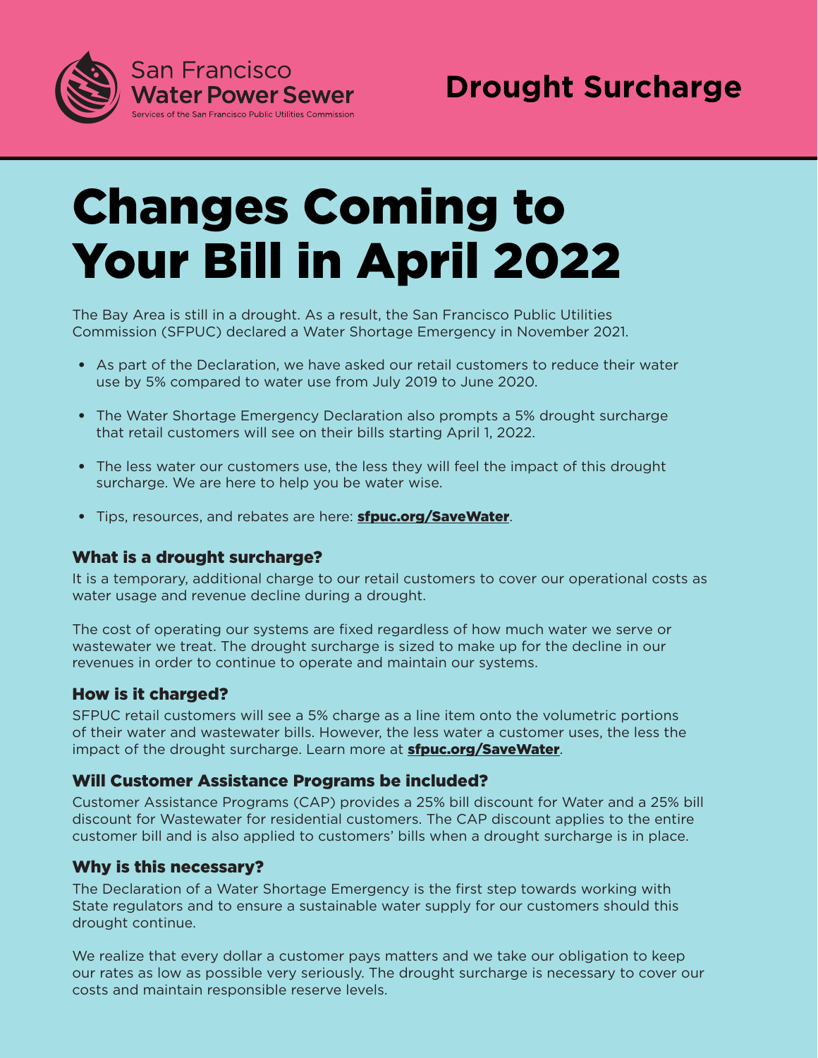San Francisco Water Power Sewer

Services of the San Francisco Public Utilities Commission

**Drought Surcharge**

# Changes Coming to Your Bill in April 2022

The Bay Area is still in a drought. As a result, the San Francisco Public Utilities Commission (SFPUC) declared a Water Shortage Emergency in November 2021.

- As part of the Declaration, we have asked our retail customers to reduce their water use by 5% compared to water use from July 2019 to June 2020.
- The Water Shortage Emergency Declaration also prompts a 5% drought surcharge that retail customers will see on their bills starting April 1, 2022.
- The less water our customers use, the less they will feel the impact of this drought surcharge. We are here to help you be water wise.
- Tips, resources, and rebates are here: **sfpuc.org/SaveWater**.

## What is a drought surcharge?

It is a temporary, additional charge to our retail customers to cover our operational costs as water usage and revenue decline during a drought.

The cost of operating our systems are fixed regardless of how much water we serve or wastewater we treat. The drought surcharge is sized to make up for the decline in our revenues in order to continue to operate and maintain our systems.

## How is it charged?

SFPUC retail customers will see a 5% charge as a line item onto the volumetric portions of their water and wastewater bills. However, the less water a customer uses, the less the impact of the drought surcharge. Learn more at **sfpuc.org/SaveWater**.

## Will Customer Assistance Programs be included?

Customer Assistance Programs (CAP) provides a 25% bill discount for Water and a 25% bill discount for Wastewater for residential customers. The CAP discount applies to the entire customer bill and is also applied to customers' bills when a drought surcharge is in place.

## Why is this necessary?

The Declaration of a Water Shortage Emergency is the first step towards working with State regulators and to ensure a sustainable water supply for our customers should this drought continue.

We realize that every dollar a customer pays matters and we take our obligation to keep our rates as low as possible very seriously. The drought surcharge is necessary to cover our costs and maintain responsible reserve levels.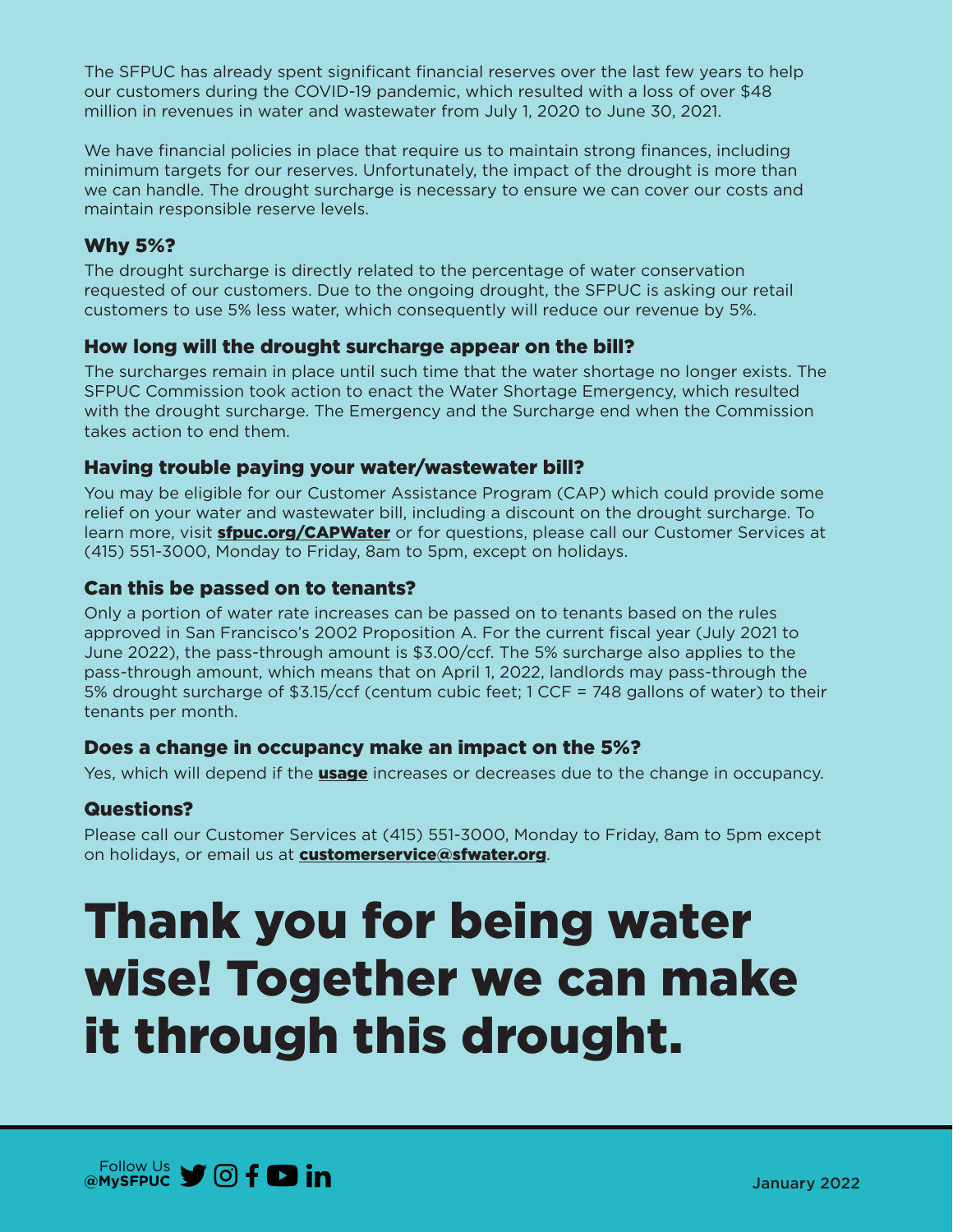The SFPUC has already spent significant financial reserves over the last few years to help our customers during the COVID-19 pandemic, which resulted with a loss of over $48 million in revenues in water and wastewater from July 1, 2020 to June 30, 2021.

We have financial policies in place that require us to maintain strong finances, including minimum targets for our reserves. Unfortunately, the impact of the drought is more than we can handle. The drought surcharge is necessary to ensure we can cover our costs and maintain responsible reserve levels.

### Why 5%?

The drought surcharge is directly related to the percentage of water conservation requested of our customers. Due to the ongoing drought, the SFPUC is asking our retail customers to use 5% less water, which consequently will reduce our revenue by 5%.

### How long will the drought surcharge appear on the bill?

The surcharges remain in place until such time that the water shortage no longer exists. The SFPUC Commission took action to enact the Water Shortage Emergency, which resulted with the drought surcharge. The Emergency and the Surcharge end when the Commission takes action to end them.

### Having trouble paying your water/wastewater bill?

You may be eligible for our Customer Assistance Program (CAP) which could provide some relief on your water and wastewater bill, including a discount on the drought surcharge. To learn more, visit **sfpuc.org/CAPWater** or for questions, please call our Customer Services at (415) 551-3000, Monday to Friday, 8am to 5pm, except on holidays.

### Can this be passed on to tenants?

Only a portion of water rate increases can be passed on to tenants based on the rules approved in San Francisco's 2002 Proposition A. For the current fiscal year (July 2021 to June 2022), the pass-through amount is $3.00/ccf. The 5% surcharge also applies to the pass-through amount, which means that on April 1, 2022, landlords may pass-through the 5% drought surcharge of $3.15/ccf (centum cubic feet; 1 CCF = 748 gallons of water) to their tenants per month.

### Does a change in occupancy make an impact on the 5%?

Yes, which will depend if the **usage** increases or decreases due to the change in occupancy.

### Questions?

Please call our Customer Services at (415) 551-3000, Monday to Friday, 8am to 5pm except on holidays, or email us at **customerservice@sfwater.org**.

# Thank you for being water wise! Together we can make it through this drought.

Follow Us
**@MySFPUC**

January 2022